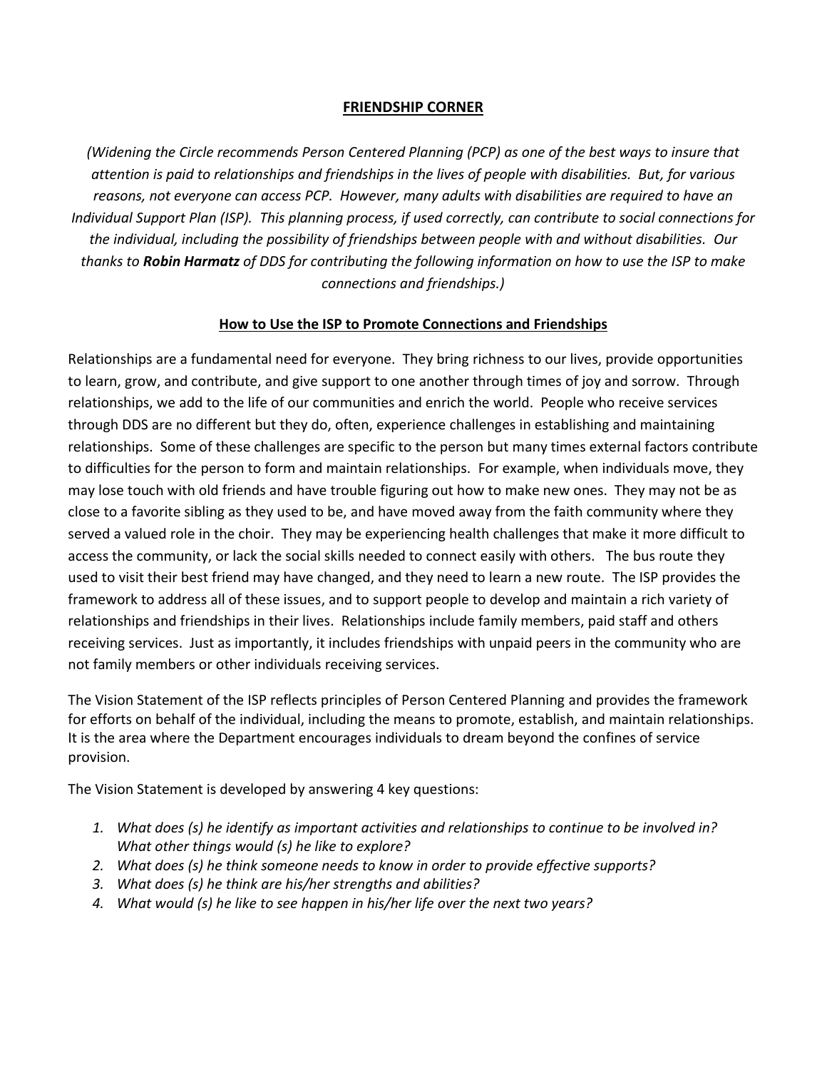# FRIENDSHIP CORNER

*(Widening the Circle recommends Person Centered Planning (PCP) as one of the best ways to insure that attention is paid to relationships and friendships in the lives of people with disabilities. But, for various reasons, not everyone can access PCP. However, many adults with disabilities are required to have an Individual Support Plan (ISP). This planning process, if used correctly, can contribute to social connections for the individual, including the possibility of friendships between people with and without disabilities. Our thanks to **Robin Harmatz** of DDS for contributing the following information on how to use the ISP to make connections and friendships.)*

## How to Use the ISP to Promote Connections and Friendships

Relationships are a fundamental need for everyone. They bring richness to our lives, provide opportunities to learn, grow, and contribute, and give support to one another through times of joy and sorrow. Through relationships, we add to the life of our communities and enrich the world. People who receive services through DDS are no different but they do, often, experience challenges in establishing and maintaining relationships. Some of these challenges are specific to the person but many times external factors contribute to difficulties for the person to form and maintain relationships. For example, when individuals move, they may lose touch with old friends and have trouble figuring out how to make new ones. They may not be as close to a favorite sibling as they used to be, and have moved away from the faith community where they served a valued role in the choir. They may be experiencing health challenges that make it more difficult to access the community, or lack the social skills needed to connect easily with others. The bus route they used to visit their best friend may have changed, and they need to learn a new route. The ISP provides the framework to address all of these issues, and to support people to develop and maintain a rich variety of relationships and friendships in their lives. Relationships include family members, paid staff and others receiving services. Just as importantly, it includes friendships with unpaid peers in the community who are not family members or other individuals receiving services.

The Vision Statement of the ISP reflects principles of Person Centered Planning and provides the framework for efforts on behalf of the individual, including the means to promote, establish, and maintain relationships. It is the area where the Department encourages individuals to dream beyond the confines of service provision.

The Vision Statement is developed by answering 4 key questions:

1. *What does (s) he identify as important activities and relationships to continue to be involved in? What other things would (s) he like to explore?*
2. *What does (s) he think someone needs to know in order to provide effective supports?*
3. *What does (s) he think are his/her strengths and abilities?*
4. *What would (s) he like to see happen in his/her life over the next two years?*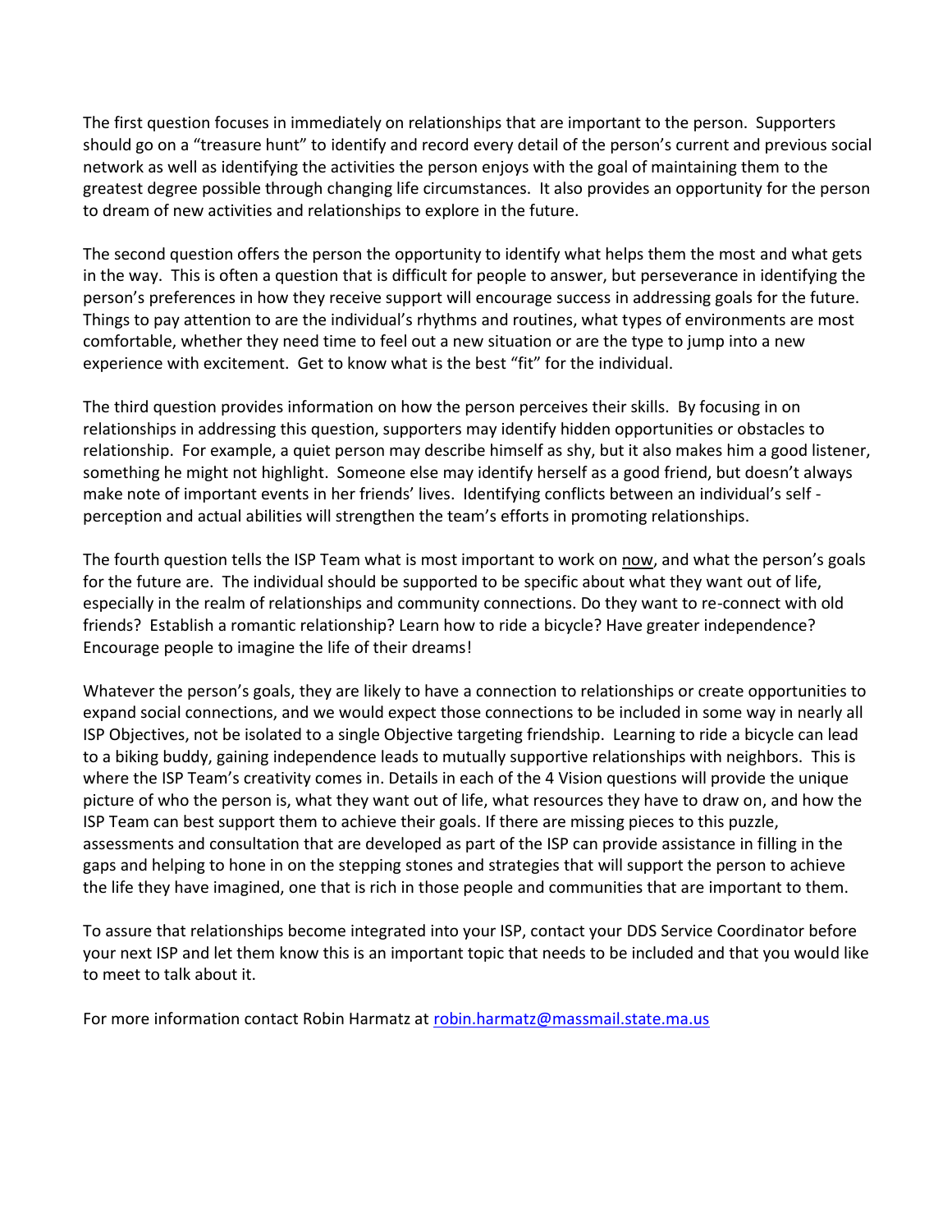The first question focuses in immediately on relationships that are important to the person. Supporters should go on a "treasure hunt" to identify and record every detail of the person's current and previous social network as well as identifying the activities the person enjoys with the goal of maintaining them to the greatest degree possible through changing life circumstances. It also provides an opportunity for the person to dream of new activities and relationships to explore in the future.

The second question offers the person the opportunity to identify what helps them the most and what gets in the way. This is often a question that is difficult for people to answer, but perseverance in identifying the person's preferences in how they receive support will encourage success in addressing goals for the future. Things to pay attention to are the individual's rhythms and routines, what types of environments are most comfortable, whether they need time to feel out a new situation or are the type to jump into a new experience with excitement. Get to know what is the best "fit" for the individual.

The third question provides information on how the person perceives their skills. By focusing in on relationships in addressing this question, supporters may identify hidden opportunities or obstacles to relationship. For example, a quiet person may describe himself as shy, but it also makes him a good listener, something he might not highlight. Someone else may identify herself as a good friend, but doesn't always make note of important events in her friends' lives. Identifying conflicts between an individual's self - perception and actual abilities will strengthen the team's efforts in promoting relationships.

The fourth question tells the ISP Team what is most important to work on now, and what the person's goals for the future are. The individual should be supported to be specific about what they want out of life, especially in the realm of relationships and community connections. Do they want to re-connect with old friends? Establish a romantic relationship? Learn how to ride a bicycle? Have greater independence? Encourage people to imagine the life of their dreams!

Whatever the person's goals, they are likely to have a connection to relationships or create opportunities to expand social connections, and we would expect those connections to be included in some way in nearly all ISP Objectives, not be isolated to a single Objective targeting friendship. Learning to ride a bicycle can lead to a biking buddy, gaining independence leads to mutually supportive relationships with neighbors. This is where the ISP Team's creativity comes in. Details in each of the 4 Vision questions will provide the unique picture of who the person is, what they want out of life, what resources they have to draw on, and how the ISP Team can best support them to achieve their goals. If there are missing pieces to this puzzle, assessments and consultation that are developed as part of the ISP can provide assistance in filling in the gaps and helping to hone in on the stepping stones and strategies that will support the person to achieve the life they have imagined, one that is rich in those people and communities that are important to them.

To assure that relationships become integrated into your ISP, contact your DDS Service Coordinator before your next ISP and let them know this is an important topic that needs to be included and that you would like to meet to talk about it.

For more information contact Robin Harmatz at robin.harmatz@massmail.state.ma.us